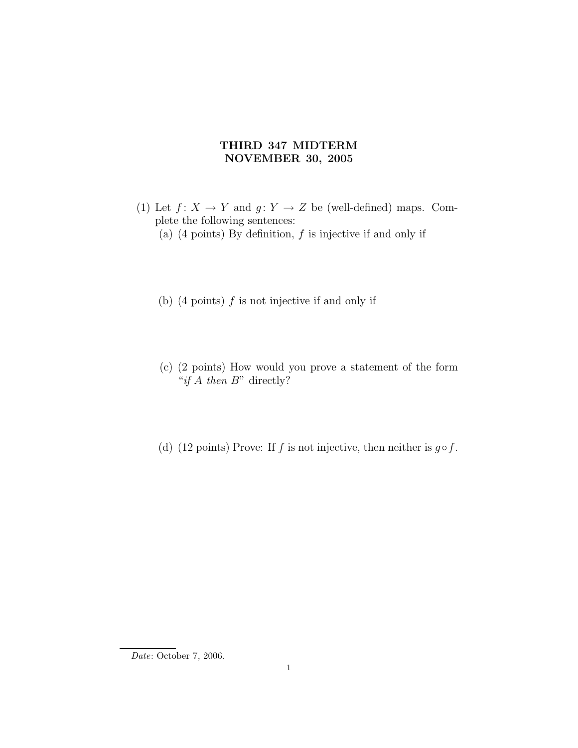# THIRD 347 MIDTERM
# NOVEMBER 30, 2005

(1) Let $f: X \to Y$ and $g: Y \to Z$ be (well-defined) maps. Complete the following sentences:

(a) (4 points) By definition, $f$ is injective if and only if

(b) (4 points) $f$ is not injective if and only if

(c) (2 points) How would you prove a statement of the form "*if A then B*" directly?

(d) (12 points) Prove: If $f$ is not injective, then neither is $g \circ f$.

*Date*: October 7, 2006.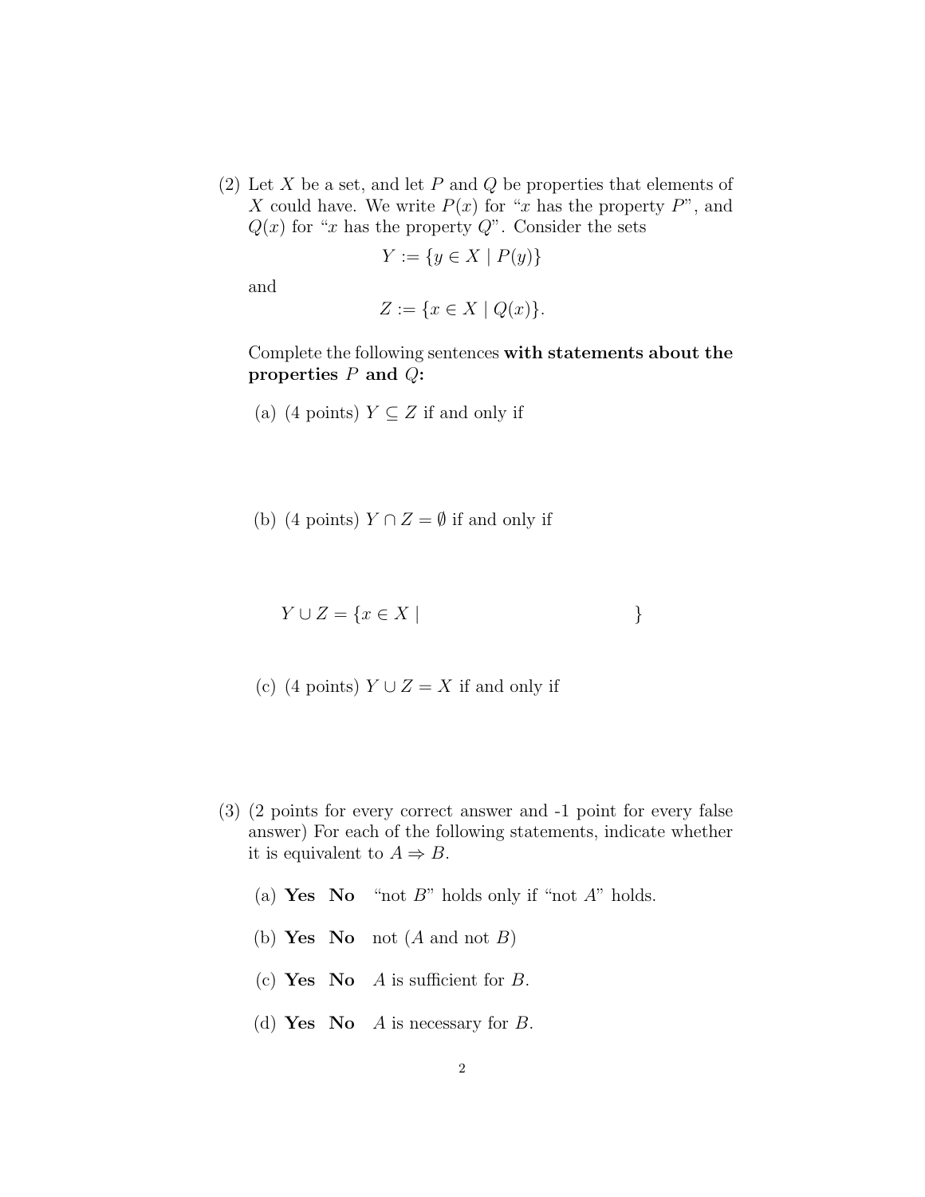(2) Let $X$ be a set, and let $P$ and $Q$ be properties that elements of $X$ could have. We write $P(x)$ for "$x$ has the property $P$", and $Q(x)$ for "$x$ has the property $Q$". Consider the sets

$$Y := \{y \in X \mid P(y)\}$$

and

$$Z := \{x \in X \mid Q(x)\}.$$

Complete the following sentences **with statements about the properties $P$ and $Q$:**

(a) (4 points) $Y \subseteq Z$ if and only if

(b) (4 points) $Y \cap Z = \emptyset$ if and only if

$$Y \cup Z = \{x \in X \mid \qquad\qquad\qquad\qquad \}$$

(c) (4 points) $Y \cup Z = X$ if and only if

(3) (2 points for every correct answer and -1 point for every false answer) For each of the following statements, indicate whether it is equivalent to $A \Rightarrow B$.

(a) **Yes** **No** "not $B$" holds only if "not $A$" holds.

(b) **Yes** **No** not ($A$ and not $B$)

(c) **Yes** **No** $A$ is sufficient for $B$.

(d) **Yes** **No** $A$ is necessary for $B$.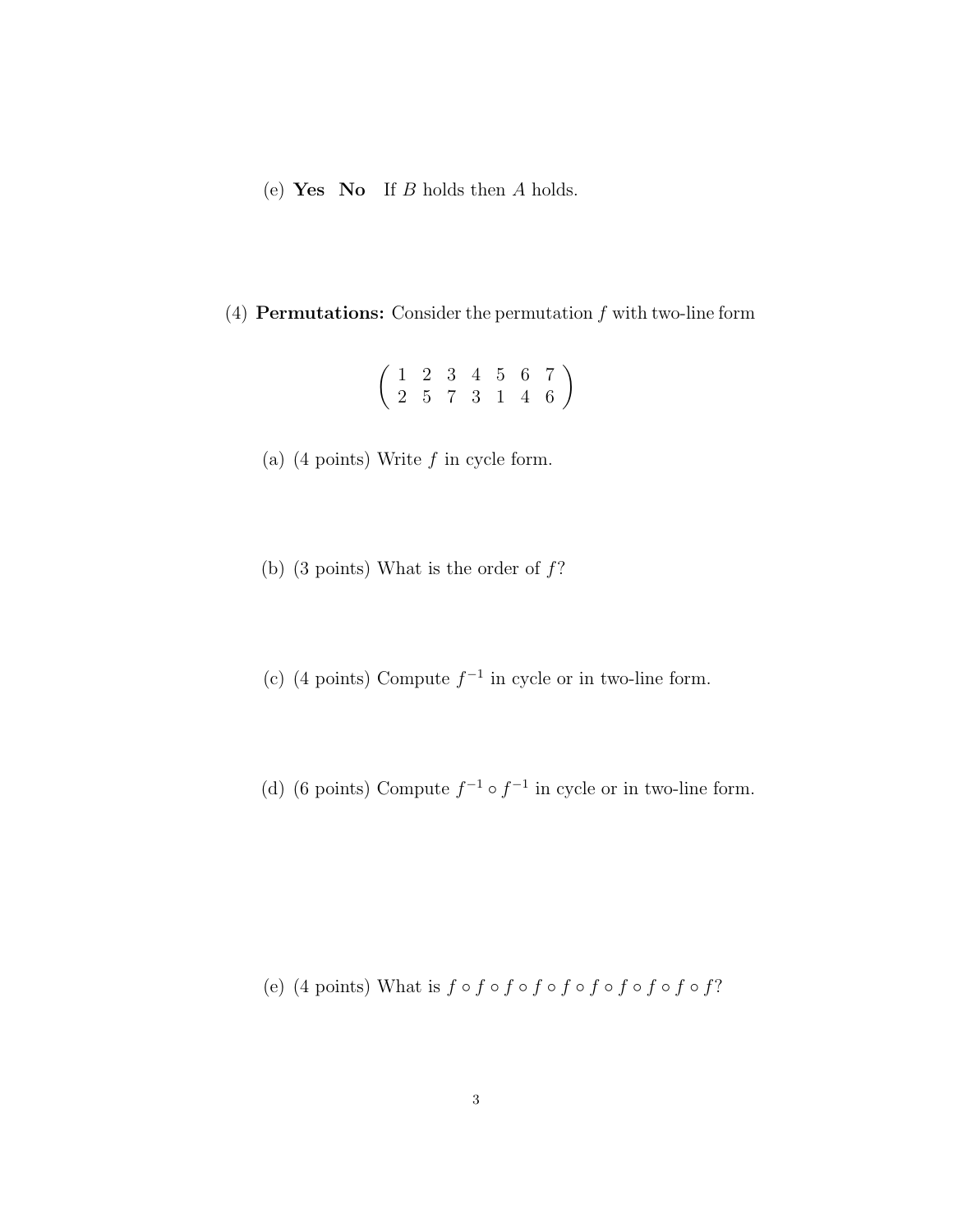(e) **Yes** **No** If $B$ holds then $A$ holds.

(4) **Permutations:** Consider the permutation $f$ with two-line form

$$\begin{pmatrix} 1 & 2 & 3 & 4 & 5 & 6 & 7 \\ 2 & 5 & 7 & 3 & 1 & 4 & 6 \end{pmatrix}$$

(a) (4 points) Write $f$ in cycle form.

(b) (3 points) What is the order of $f$?

(c) (4 points) Compute $f^{-1}$ in cycle or in two-line form.

(d) (6 points) Compute $f^{-1} \circ f^{-1}$ in cycle or in two-line form.

(e) (4 points) What is $f \circ f \circ f \circ f \circ f \circ f \circ f \circ f \circ f \circ f$?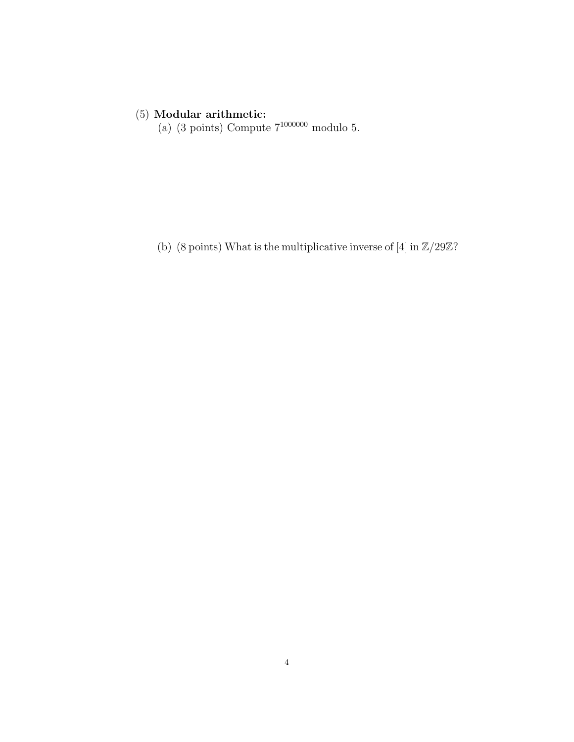(5) **Modular arithmetic:**

(a) (3 points) Compute $7^{1000000}$ modulo 5.

(b) (8 points) What is the multiplicative inverse of $[4]$ in $\mathbb{Z}/29\mathbb{Z}$?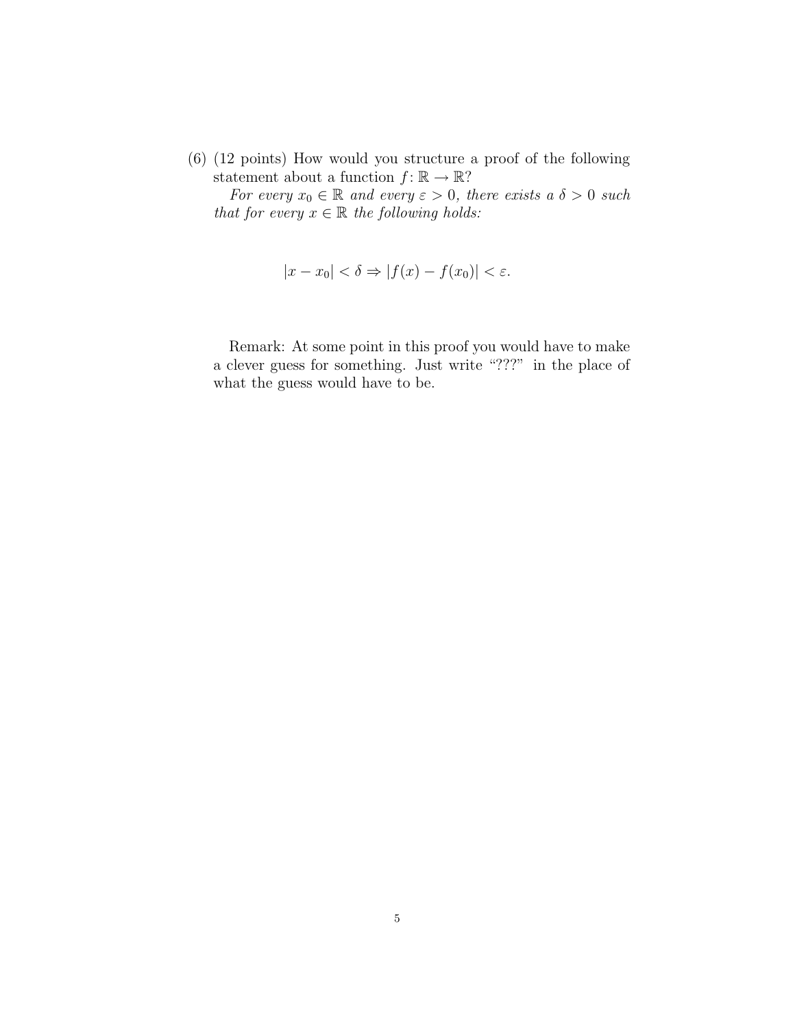(6) (12 points) How would you structure a proof of the following statement about a function $f\colon \mathbb{R} \to \mathbb{R}$?

*For every $x_0 \in \mathbb{R}$ and every $\varepsilon > 0$, there exists a $\delta > 0$ such that for every $x \in \mathbb{R}$ the following holds:*

$$|x - x_0| < \delta \Rightarrow |f(x) - f(x_0)| < \varepsilon.$$

Remark: At some point in this proof you would have to make a clever guess for something. Just write "???" in the place of what the guess would have to be.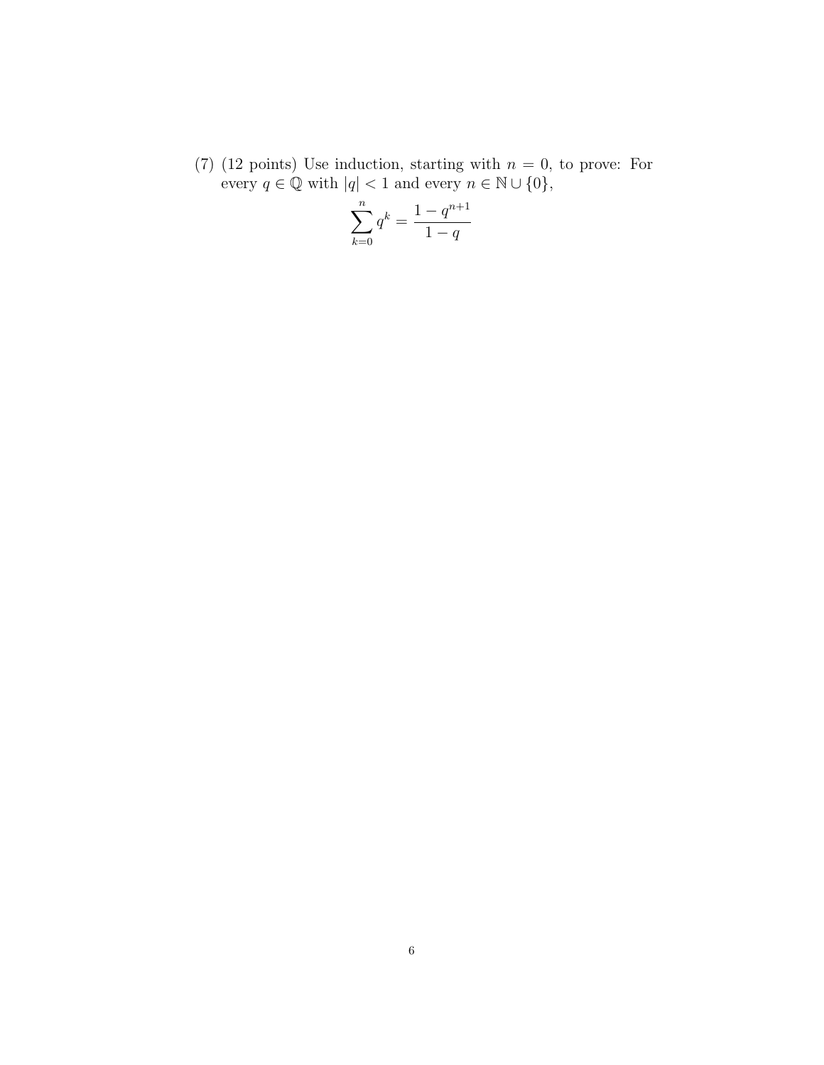(7) (12 points) Use induction, starting with $n = 0$, to prove: For every $q \in \mathbb{Q}$ with $|q| < 1$ and every $n \in \mathbb{N} \cup \{0\}$,

$$\sum_{k=0}^{n} q^k = \frac{1 - q^{n+1}}{1 - q}$$